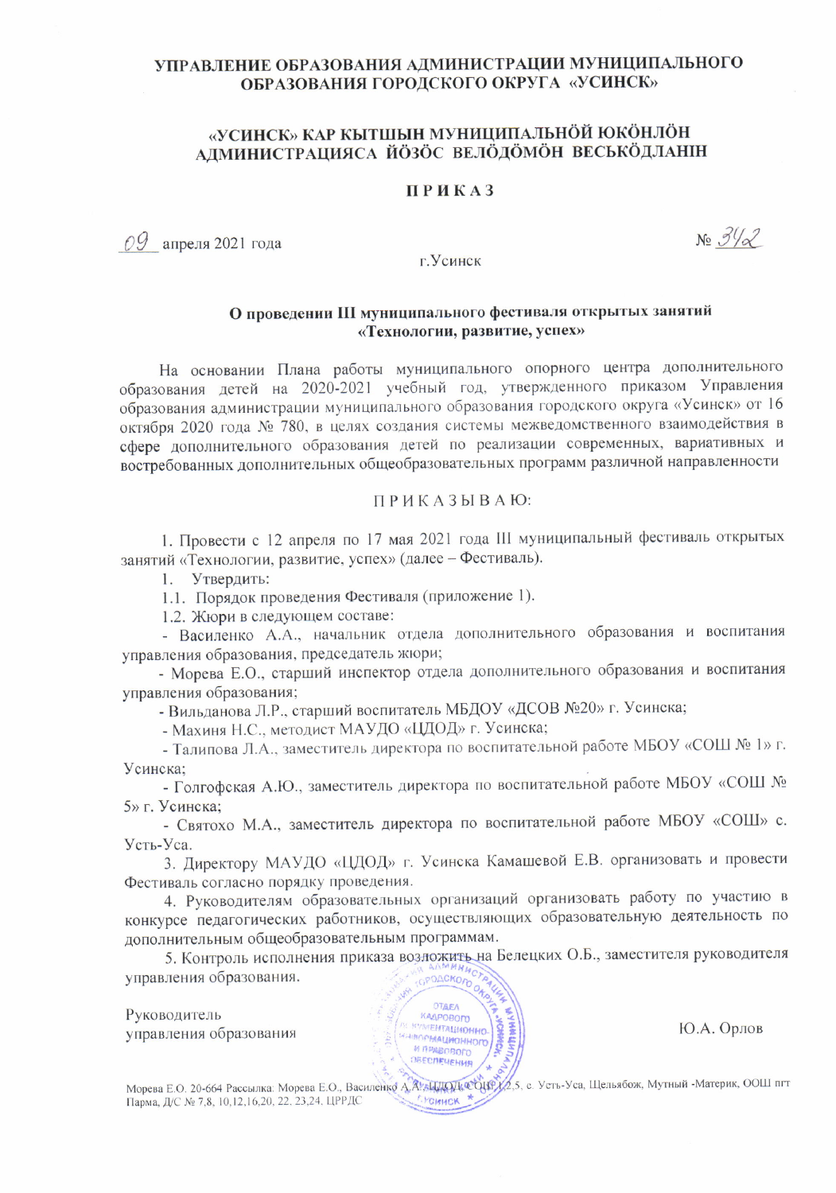**УПРАВЛЕНИЕ ОБРАЗОВАНИЯ АДМИНИСТРАЦИИ МУНИЦИПАЛЬНОГО ОБРАЗОВАНИЯ ГОРОДСКОГО ОКРУГА «УСИНСК»**

**«УСИНСК» КАР КЫТШЫН МУНИЦИПАЛЬНӦЙ ЮКӦНЛӦН АДМИНИСТРАЦИЯСА ЙӦЗӦС ВЕЛӦДӦМӦН ВЕСЬКӦДЛАНІН**

**П Р И К А З**

09 апреля 2021 года № 342

г.Усинск

**О проведении III муниципального фестиваля открытых занятий «Технологии, развитие, успех»**

На основании Плана работы муниципального опорного центра дополнительного образования детей на 2020-2021 учебный год, утвержденного приказом Управления образования администрации муниципального образования городского округа «Усинск» от 16 октября 2020 года № 780, в целях создания системы межведомственного взаимодействия в сфере дополнительного образования детей по реализации современных, вариативных и востребованных дополнительных общеобразовательных программ различной направленности

П Р И К А З Ы В А Ю:

1. Провести с 12 апреля по 17 мая 2021 года III муниципальный фестиваль открытых занятий «Технологии, развитие, успех» (далее – Фестиваль).
1. Утвердить:
1.1. Порядок проведения Фестиваля (приложение 1).
1.2. Жюри в следующем составе:
- Василенко А.А., начальник отдела дополнительного образования и воспитания управления образования, председатель жюри;
- Морева Е.О., старший инспектор отдела дополнительного образования и воспитания управления образования;
- Вильданова Л.Р., старший воспитатель МБДОУ «ДСОВ №20» г. Усинска;
- Махиня Н.С., методист МАУДО «ЦДОД» г. Усинска;
- Талипова Л.А., заместитель директора по воспитательной работе МБОУ «СОШ № 1» г. Усинска;
- Голгофская А.Ю., заместитель директора по воспитательной работе МБОУ «СОШ № 5» г. Усинска;
- Святохо М.А., заместитель директора по воспитательной работе МБОУ «СОШ» с. Усть-Уса.
3. Директору МАУДО «ЦДОД» г. Усинска Камашевой Е.В. организовать и провести Фестиваль согласно порядку проведения.
4. Руководителям образовательных организаций организовать работу по участию в конкурсе педагогических работников, осуществляющих образовательную деятельность по дополнительным общеобразовательным программам.
5. Контроль исполнения приказа возложить на Белецких О.Б., заместителя руководителя управления образования.

Руководитель
управления образования Ю.А. Орлов

Морева Е.О. 20-664 Рассылка: Морева Е.О., Василенко А.А., ЦДОД, СОШ 1,2,5, с. Усть-Уса, Щельябож, Мутный -Материк, ООШ пгт Парма, Д/С № 7,8, 10,12,16,20, 22. 23,24. ЦРРДС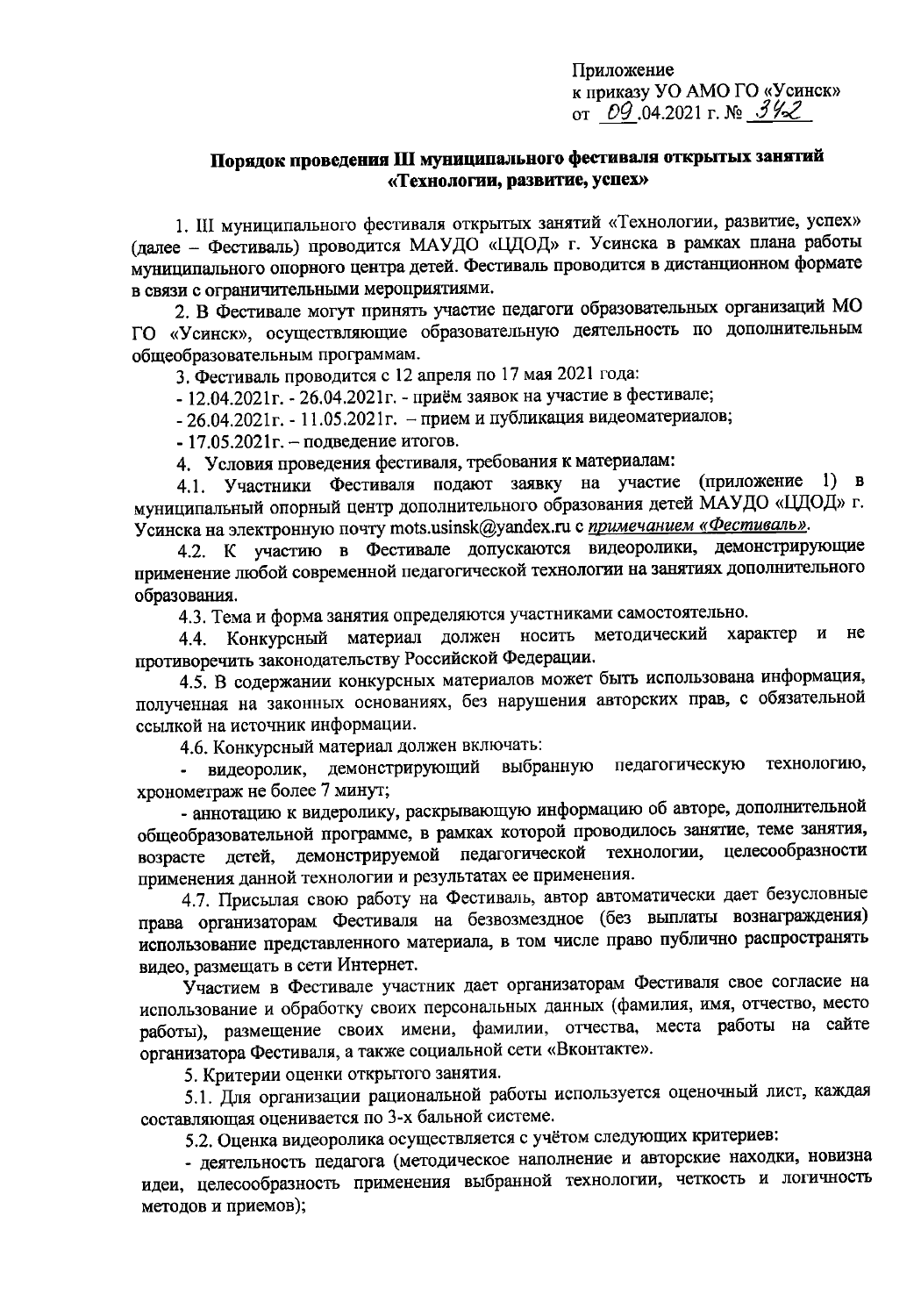Приложение
к приказу УО АМО ГО «Усинск»
от 09.04.2021 г. № 342

**Порядок проведения III муниципального фестиваля открытых занятий «Технологии, развитие, успех»**

1. III муниципального фестиваля открытых занятий «Технологии, развитие, успех» (далее – Фестиваль) проводится МАУДО «ЦДОД» г. Усинска в рамках плана работы муниципального опорного центра детей. Фестиваль проводится в дистанционном формате в связи с ограничительными мероприятиями.

2. В Фестивале могут принять участие педагоги образовательных организаций МО ГО «Усинск», осуществляющие образовательную деятельность по дополнительным общеобразовательным программам.

3. Фестиваль проводится с 12 апреля по 17 мая 2021 года:

- 12.04.2021г. - 26.04.2021г. - приём заявок на участие в фестивале;
- 26.04.2021г. - 11.05.2021г. – прием и публикация видеоматериалов;
- 17.05.2021г. – подведение итогов.

4. Условия проведения фестиваля, требования к материалам:

4.1. Участники Фестиваля подают заявку на участие (приложение 1) в муниципальный опорный центр дополнительного образования детей МАУДО «ЦДОД» г. Усинска на электронную почту mots.usinsk@yandex.ru с *примечанием «Фестиваль»*.

4.2. К участию в Фестивале допускаются видеоролики, демонстрирующие применение любой современной педагогической технологии на занятиях дополнительного образования.

4.3. Тема и форма занятия определяются участниками самостоятельно.

4.4. Конкурсный материал должен носить методический характер и не противоречить законодательству Российской Федерации.

4.5. В содержании конкурсных материалов может быть использована информация, полученная на законных основаниях, без нарушения авторских прав, с обязательной ссылкой на источник информации.

4.6. Конкурсный материал должен включать:

- видеоролик, демонстрирующий выбранную педагогическую технологию, хронометраж не более 7 минут;
- аннотацию к видеоролику, раскрывающую информацию об авторе, дополнительной общеобразовательной программе, в рамках которой проводилось занятие, теме занятия, возрасте детей, демонстрируемой педагогической технологии, целесообразности применения данной технологии и результатах ее применения.

4.7. Присылая свою работу на Фестиваль, автор автоматически дает безусловные права организаторам Фестиваля на безвозмездное (без выплаты вознаграждения) использование представленного материала, в том числе право публично распространять видео, размещать в сети Интернет.

Участием в Фестивале участник дает организаторам Фестиваля свое согласие на использование и обработку своих персональных данных (фамилия, имя, отчество, место работы), размещение своих имени, фамилии, отчества, места работы на сайте организатора Фестиваля, а также социальной сети «Вконтакте».

5. Критерии оценки открытого занятия.

5.1. Для организации рациональной работы используется оценочный лист, каждая составляющая оценивается по 3-х бальной системе.

5.2. Оценка видеоролика осуществляется с учётом следующих критериев:

- деятельность педагога (методическое наполнение и авторские находки, новизна идеи, целесообразность применения выбранной технологии, четкость и логичность методов и приемов);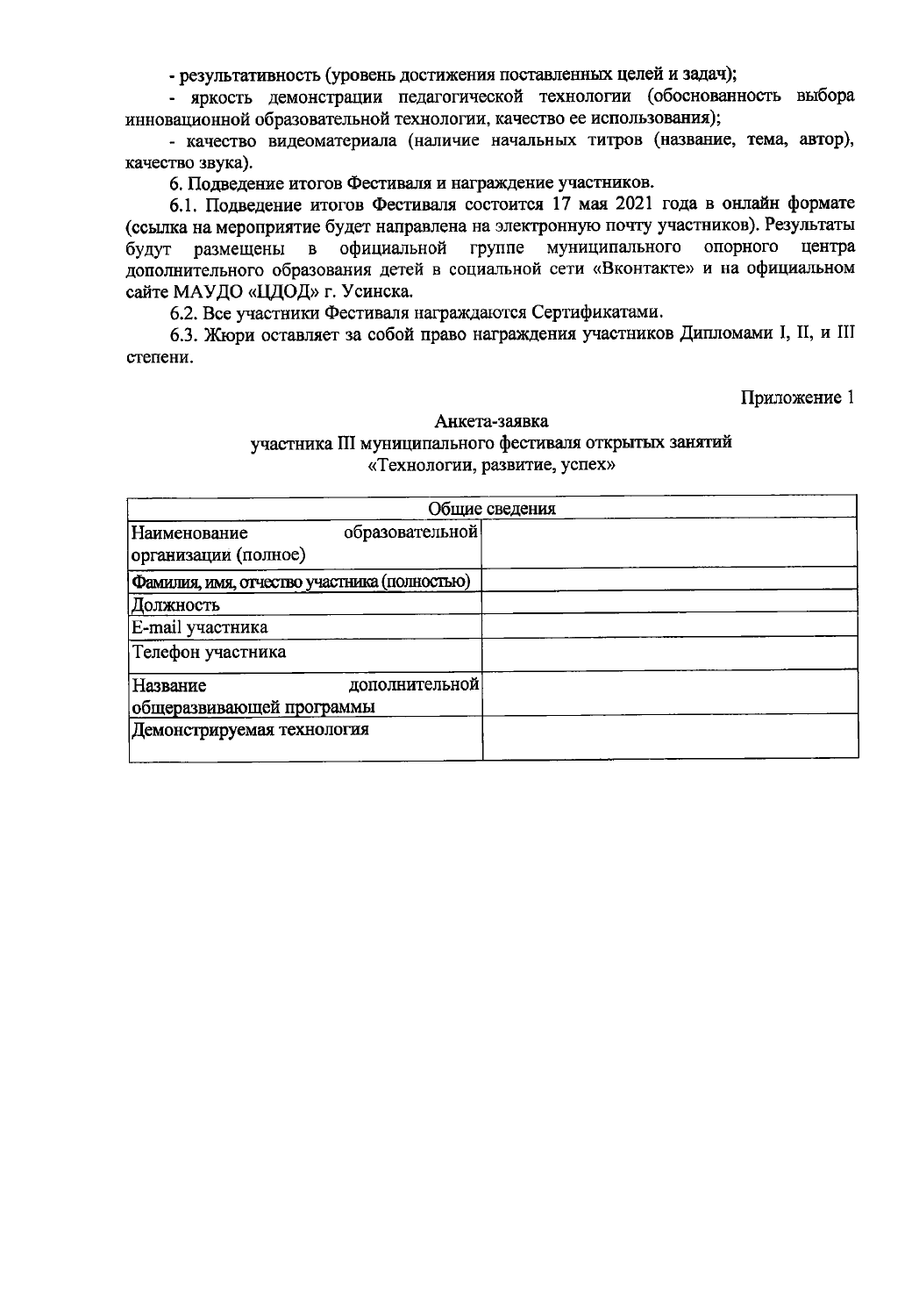- результативность (уровень достижения поставленных целей и задач);

- яркость демонстрации педагогической технологии (обоснованность выбора инновационной образовательной технологии, качество ее использования);

- качество видеоматериала (наличие начальных титров (название, тема, автор), качество звука).

6. Подведение итогов Фестиваля и награждение участников.

6.1. Подведение итогов Фестиваля состоится 17 мая 2021 года в онлайн формате (ссылка на мероприятие будет направлена на электронную почту участников). Результаты будут размещены в официальной группе муниципального опорного центра дополнительного образования детей в социальной сети «Вконтакте» и на официальном сайте МАУДО «ЦДОД» г. Усинска.

6.2. Все участники Фестиваля награждаются Сертификатами.

6.3. Жюри оставляет за собой право награждения участников Дипломами I, II, и III степени.

Приложение 1

Анкета-заявка
участника III муниципального фестиваля открытых занятий
«Технологии, развитие, успех»

| Общие сведения | |
|---|---|
| Наименование образовательной организации (полное) | |
| Фамилия, имя, отчество участника (полностью) | |
| Должность | |
| E-mail участника | |
| Телефон участника | |
| Название дополнительной общеразвивающей программы | |
| Демонстрируемая технология | |